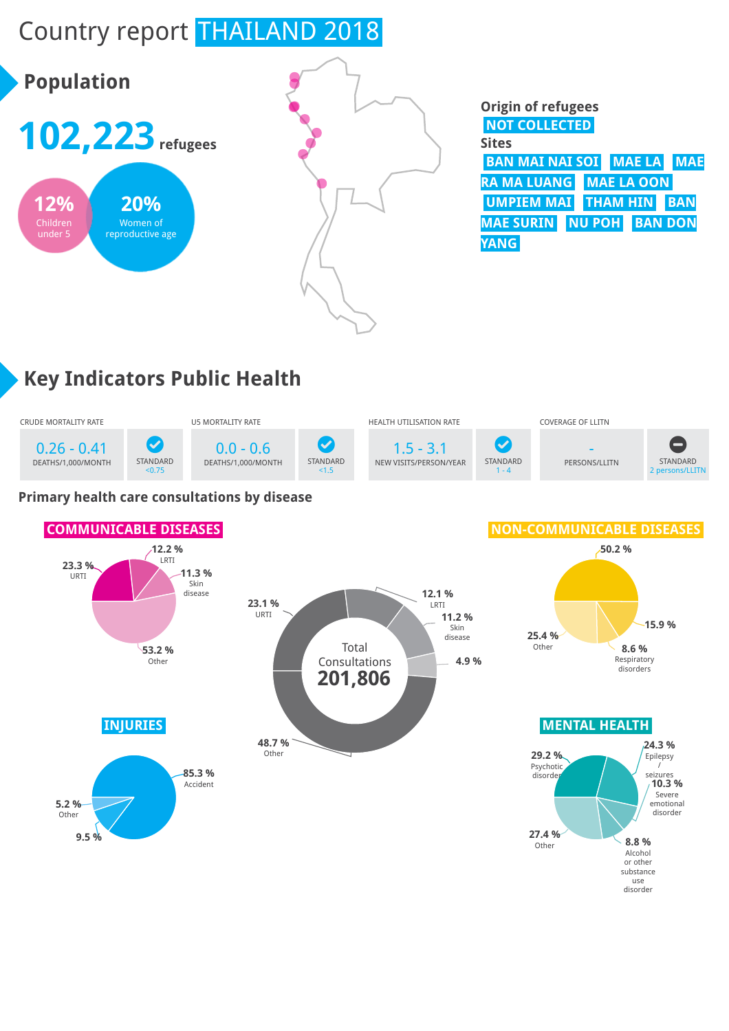# Country report THAILAND 2018

## Population

**102,223** refugees

**12%** Children under 5

**20%** Women of reproductive age

**Origin of refugees**

NOT COLLECTED

**Sites**

BAN MAI NAI SOI | MAE LA | MAE RA MA LUANG | MAE LA OON | UMPIEM MAI | THAM HIN | BAN MAE SURIN | NU POH | BAN DON YANG

## Key Indicators Public Health

| CRUDE MORTALITY RATE | | U5 MORTALITY RATE | | HEALTH UTILISATION RATE | | COVERAGE OF LLITN | |
|---|---|---|---|---|---|---|---|
| 0.26 - 0.41 DEATHS/1,000/MONTH | STANDARD <0.75 | 0.0 - 0.6 DEATHS/1,000/MONTH | STANDARD <1.5 | 1.5 - 3.1 NEW VISITS/PERSON/YEAR | STANDARD 1 - 4 | - PERSONS/LLITN | STANDARD 2 persons/LLITN |

### Primary health care consultations by disease

**Total Consultations 201,806**

| Disease | % |
|---|---|
| URTI | 23.1 % |
| LRTI | 12.1 % |
| Skin disease | 11.2 % |
| (unlabelled) | 4.9 % |
| Other | 48.7 % |

**COMMUNICABLE DISEASES**

| Disease | % |
|---|---|
| URTI | 23.3 % |
| LRTI | 12.2 % |
| Skin disease | 11.3 % |
| Other | 53.2 % |

**NON-COMMUNICABLE DISEASES**

| Disease | % |
|---|---|
| (unlabelled) | 50.2 % |
| (unlabelled) | 15.9 % |
| Respiratory disorders | 8.6 % |
| Other | 25.4 % |

**INJURIES**

| Type | % |
|---|---|
| Accident | 85.3 % |
| (unlabelled) | 9.5 % |
| Other | 5.2 % |

**MENTAL HEALTH**

| Condition | % |
|---|---|
| Psychotic disorder | 29.2 % |
| Epilepsy / seizures | 24.3 % |
| Severe emotional disorder | 10.3 % |
| Alcohol or other substance use disorder | 8.8 % |
| Other | 27.4 % |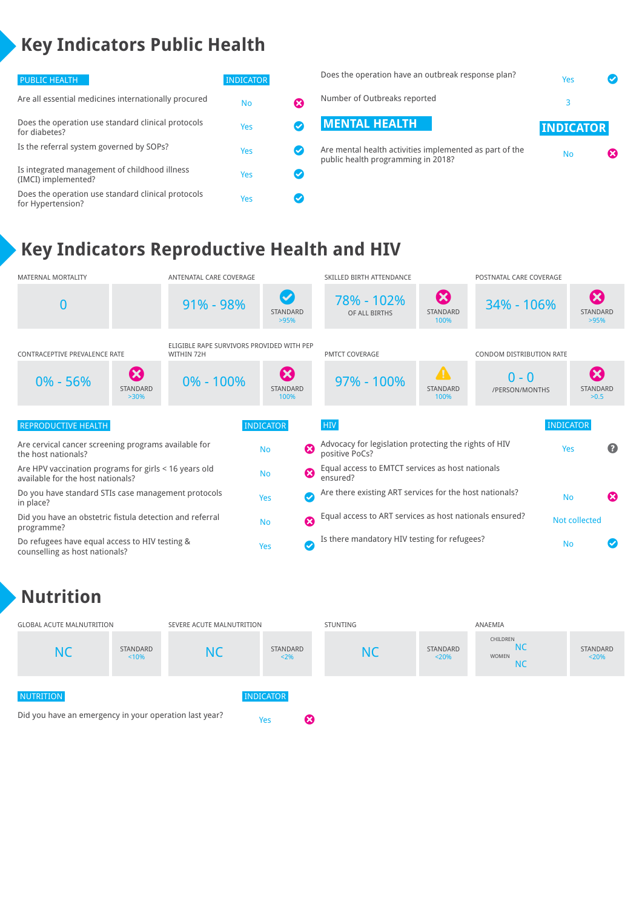# Key Indicators Public Health

| PUBLIC HEALTH | INDICATOR | |
|---|---|---|
| Are all essential medicines internationally procured | No | ✗ |
| Does the operation use standard clinical protocols for diabetes? | Yes | ✓ |
| Is the referral system governed by SOPs? | Yes | ✓ |
| Is integrated management of childhood illness (IMCI) implemented? | Yes | ✓ |
| Does the operation use standard clinical protocols for Hypertension? | Yes | ✓ |
| Does the operation have an outbreak response plan? | Yes | ✓ |
| Number of Outbreaks reported | 3 | |

| MENTAL HEALTH | INDICATOR | |
|---|---|---|
| Are mental health activities implemented as part of the public health programming in 2018? | No | ✗ |

# Key Indicators Reproductive Health and HIV

| Indicator | Value | Standard |
|---|---|---|
| MATERNAL MORTALITY | 0 | |
| ANTENATAL CARE COVERAGE | 91% - 98% | ✓ STANDARD >95% |
| SKILLED BIRTH ATTENDANCE | 78% - 102% OF ALL BIRTHS | ✗ STANDARD 100% |
| POSTNATAL CARE COVERAGE | 34% - 106% | ✗ STANDARD >95% |
| CONTRACEPTIVE PREVALENCE RATE | 0% - 56% | ✗ STANDARD >30% |
| ELIGIBLE RAPE SURVIVORS PROVIDED WITH PEP WITHIN 72H | 0% - 100% | ✗ STANDARD 100% |
| PMTCT COVERAGE | 97% - 100% | ! STANDARD 100% |
| CONDOM DISTRIBUTION RATE | 0 - 0 /PERSON/MONTHS | ✗ STANDARD >0.5 |

| REPRODUCTIVE HEALTH | INDICATOR | |
|---|---|---|
| Are cervical cancer screening programs available for the host nationals? | No | ✗ |
| Are HPV vaccination programs for girls < 16 years old available for the host nationals? | No | ✗ |
| Do you have standard STIs case management protocols in place? | Yes | ✓ |
| Did you have an obstetric fistula detection and referral programme? | No | ✗ |
| Do refugees have equal access to HIV testing & counselling as host nationals? | Yes | ✓ |

| HIV | INDICATOR | |
|---|---|---|
| Advocacy for legislation protecting the rights of HIV positive PoCs? | Yes | ? |
| Equal access to EMTCT services as host nationals ensured? | | |
| Are there existing ART services for the host nationals? | No | ✗ |
| Equal access to ART services as host nationals ensured? | Not collected | |
| Is there mandatory HIV testing for refugees? | No | ✓ |

# Nutrition

| Indicator | Value | Standard |
|---|---|---|
| GLOBAL ACUTE MALNUTRITION | NC | STANDARD <10% |
| SEVERE ACUTE MALNUTRITION | NC | STANDARD <2% |
| STUNTING | NC | STANDARD <20% |
| ANAEMIA | CHILDREN NC; WOMEN NC | STANDARD <20% |

| NUTRITION | INDICATOR | |
|---|---|---|
| Did you have an emergency in your operation last year? | Yes | ✗ |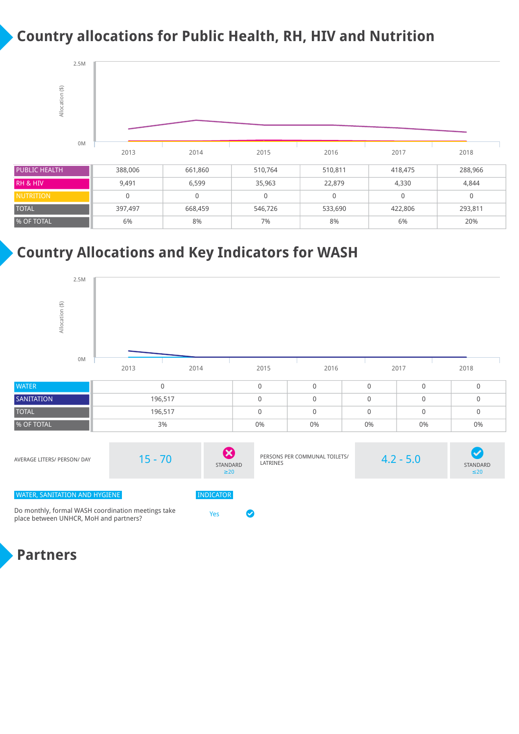# Country allocations for Public Health, RH, HIV and Nutrition

2.5M

Allocation ($)

0M

2013 2014 2015 2016 2017 2018

| | 2013 | 2014 | 2015 | 2016 | 2017 | 2018 |
|---|---|---|---|---|---|---|
| PUBLIC HEALTH | 388,006 | 661,860 | 510,764 | 510,811 | 418,475 | 288,966 |
| RH & HIV | 9,491 | 6,599 | 35,963 | 22,879 | 4,330 | 4,844 |
| NUTRITION | 0 | 0 | 0 | 0 | 0 | 0 |
| TOTAL | 397,497 | 668,459 | 546,726 | 533,690 | 422,806 | 293,811 |
| % OF TOTAL | 6% | 8% | 7% | 8% | 6% | 20% |

# Country Allocations and Key Indicators for WASH

2.5M

Allocation ($)

0M

2013 2014 2015 2016 2017 2018

| | | | | | | |
|---|---|---|---|---|---|---|
| WATER | 0 | 0 | 0 | 0 | 0 | 0 |
| SANITATION | 196,517 | 0 | 0 | 0 | 0 | 0 |
| TOTAL | 196,517 | 0 | 0 | 0 | 0 | 0 |
| % OF TOTAL | 3% | 0% | 0% | 0% | 0% | 0% |

| | | | | | |
|---|---|---|---|---|---|
| AVERAGE LITERS/ PERSON/ DAY | 15 - 70 | STANDARD ≥20 | PERSONS PER COMMUNAL TOILETS/ LATRINES | 4.2 - 5.0 | STANDARD ≤20 |

| WATER, SANITATION AND HYGIENE | INDICATOR |
|---|---|
| Do monthly, formal WASH coordination meetings take place between UNHCR, MoH and partners? | Yes |

# Partners